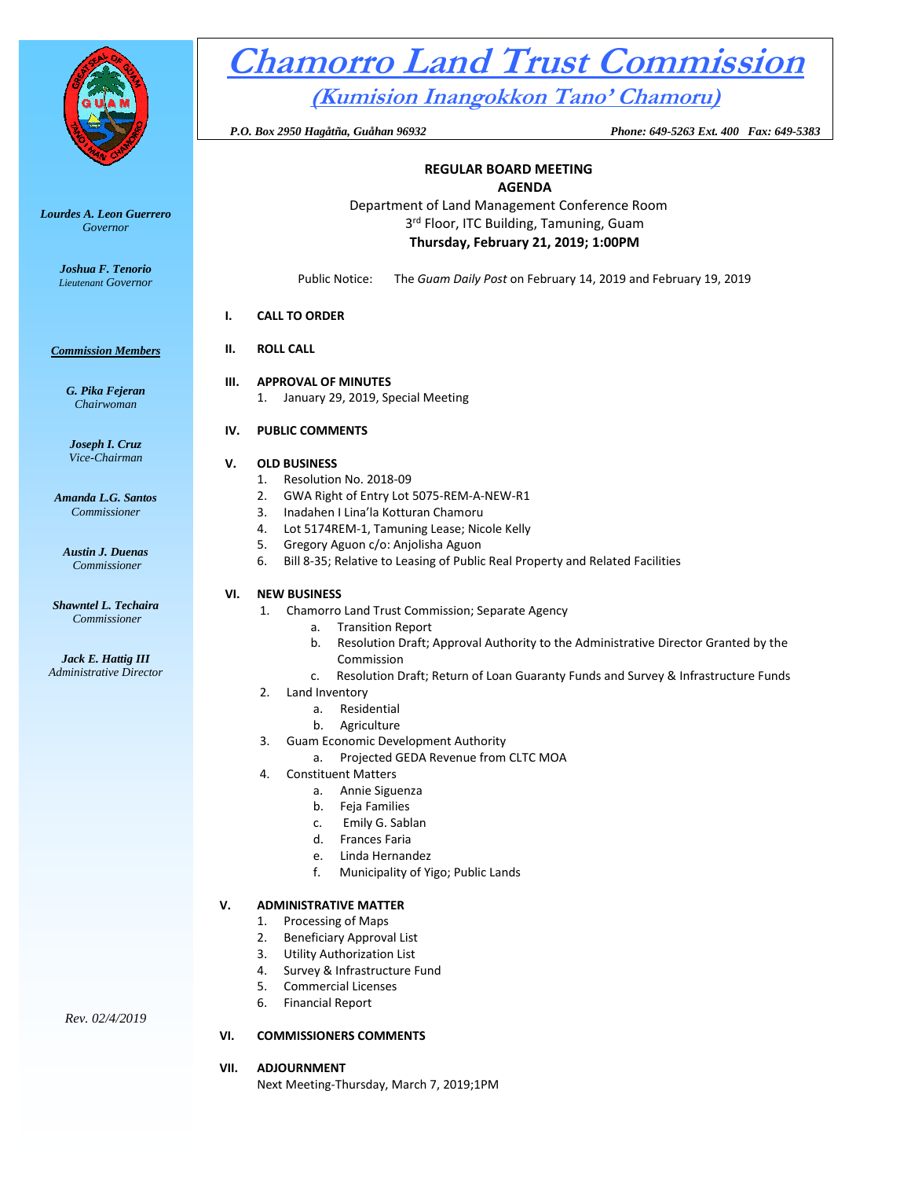# Chamorro Land Trust Commission

## (Kumision Inangokkon Tano' Chamoru)

*P.O. Box 2950 Hagåtña, Guåhan 96932* *Phone: 649-5263 Ext. 400 Fax: 649-5383*

*Lourdes A. Leon Guerrero*
*Governor*

*Joshua F. Tenorio*
*Lieutenant Governor*

***Commission Members***

*G. Pika Fejeran*
*Chairwoman*

*Joseph I. Cruz*
*Vice-Chairman*

*Amanda L.G. Santos*
*Commissioner*

*Austin J. Duenas*
*Commissioner*

*Shawntel L. Techaira*
*Commissioner*

*Jack E. Hattig III*
*Administrative Director*

*Rev. 02/4/2019*

**REGULAR BOARD MEETING**
**AGENDA**
Department of Land Management Conference Room
3rd Floor, ITC Building, Tamuning, Guam
**Thursday, February 21, 2019; 1:00PM**

Public Notice: The *Guam Daily Post* on February 14, 2019 and February 19, 2019

**I. CALL TO ORDER**

**II. ROLL CALL**

**III. APPROVAL OF MINUTES**
1. January 29, 2019, Special Meeting

**IV. PUBLIC COMMENTS**

**V. OLD BUSINESS**
1. Resolution No. 2018-09
2. GWA Right of Entry Lot 5075-REM-A-NEW-R1
3. Inadahen I Lina'la Kotturan Chamoru
4. Lot 5174REM-1, Tamuning Lease; Nicole Kelly
5. Gregory Aguon c/o: Anjolisha Aguon
6. Bill 8-35; Relative to Leasing of Public Real Property and Related Facilities

**VI. NEW BUSINESS**
1. Chamorro Land Trust Commission; Separate Agency
   a. Transition Report
   b. Resolution Draft; Approval Authority to the Administrative Director Granted by the Commission
   c. Resolution Draft; Return of Loan Guaranty Funds and Survey & Infrastructure Funds
2. Land Inventory
   a. Residential
   b. Agriculture
3. Guam Economic Development Authority
   a. Projected GEDA Revenue from CLTC MOA
4. Constituent Matters
   a. Annie Siguenza
   b. Feja Families
   c. Emily G. Sablan
   d. Frances Faria
   e. Linda Hernandez
   f. Municipality of Yigo; Public Lands

**V. ADMINISTRATIVE MATTER**
1. Processing of Maps
2. Beneficiary Approval List
3. Utility Authorization List
4. Survey & Infrastructure Fund
5. Commercial Licenses
6. Financial Report

**VI. COMMISSIONERS COMMENTS**

**VII. ADJOURNMENT**
Next Meeting-Thursday, March 7, 2019;1PM